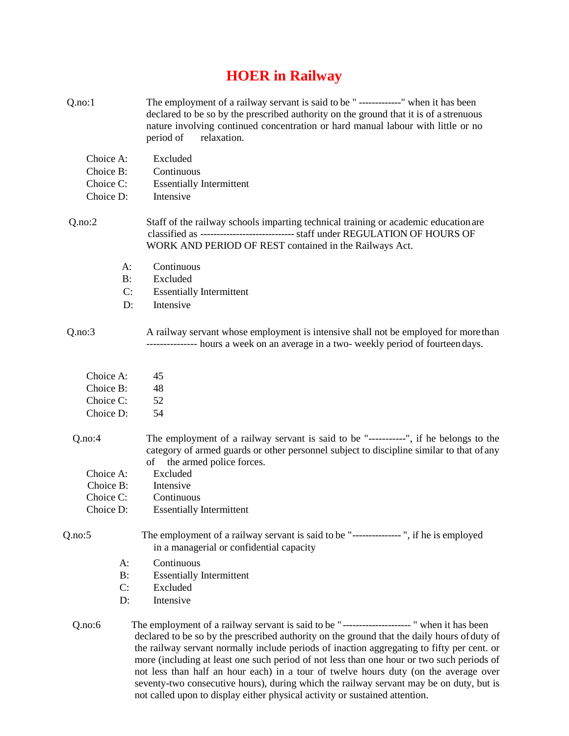# HOER in Railway

Q.no:1 The employment of a railway servant is said to be " -------------" when it has been declared to be so by the prescribed authority on the ground that it is of a strenuous nature involving continued concentration or hard manual labour with little or no period of relaxation.

Choice A: Excluded
Choice B: Continuous
Choice C: Essentially Intermittent
Choice D: Intensive

Q.no:2 Staff of the railway schools imparting technical training or academic education are classified as ---------------------------- staff under REGULATION OF HOURS OF WORK AND PERIOD OF REST contained in the Railways Act.

A: Continuous
B: Excluded
C: Essentially Intermittent
D: Intensive

Q.no:3 A railway servant whose employment is intensive shall not be employed for more than --------------- hours a week on an average in a two- weekly period of fourteen days.

Choice A: 45
Choice B: 48
Choice C: 52
Choice D: 54

Q.no:4 The employment of a railway servant is said to be "-----------", if he belongs to the category of armed guards or other personnel subject to discipline similar to that of any of the armed police forces.

Choice A: Excluded
Choice B: Intensive
Choice C: Continuous
Choice D: Essentially Intermittent

Q.no:5 The employment of a railway servant is said to be "--------------- ", if he is employed in a managerial or confidential capacity

A: Continuous
B: Essentially Intermittent
C: Excluded
D: Intensive

Q.no:6 The employment of a railway servant is said to be "--------------------- " when it has been declared to be so by the prescribed authority on the ground that the daily hours of duty of the railway servant normally include periods of inaction aggregating to fifty per cent. or more (including at least one such period of not less than one hour or two such periods of not less than half an hour each) in a tour of twelve hours duty (on the average over seventy-two consecutive hours), during which the railway servant may be on duty, but is not called upon to display either physical activity or sustained attention.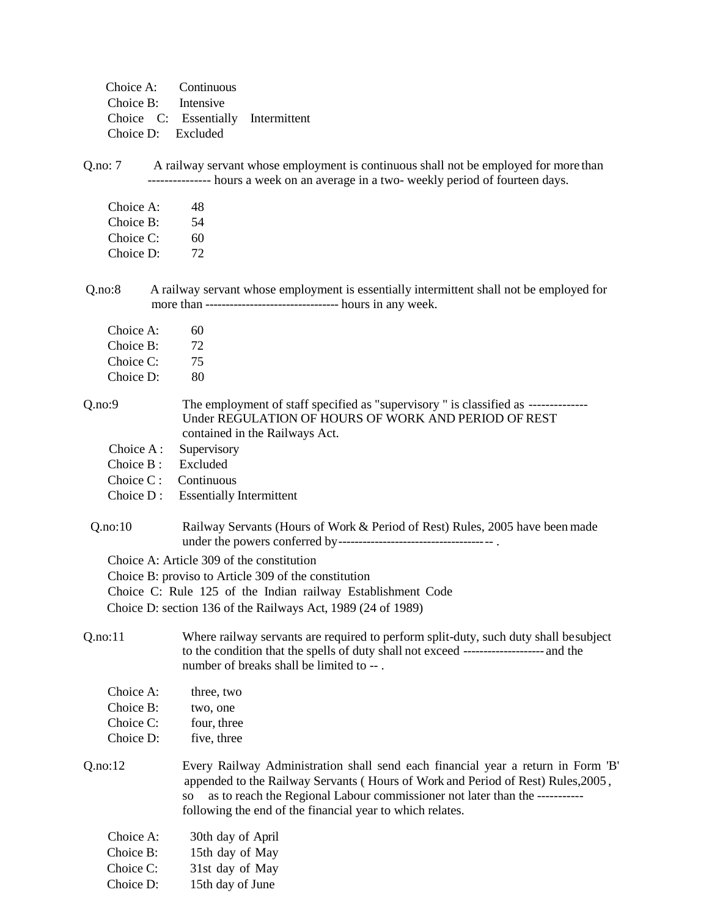Choice A: Continuous
Choice B: Intensive
Choice C: Essentially Intermittent
Choice D: Excluded

Q.no: 7 A railway servant whose employment is continuous shall not be employed for more than --------------- hours a week on an average in a two- weekly period of fourteen days.

Choice A: 48
Choice B: 54
Choice C: 60
Choice D: 72

Q.no:8 A railway servant whose employment is essentially intermittent shall not be employed for more than -------------------------------- hours in any week.

Choice A: 60
Choice B: 72
Choice C: 75
Choice D: 80

Q.no:9 The employment of staff specified as "supervisory " is classified as -------------- Under REGULATION OF HOURS OF WORK AND PERIOD OF REST contained in the Railways Act.

Choice A : Supervisory
Choice B : Excluded
Choice C : Continuous
Choice D : Essentially Intermittent

Q.no:10 Railway Servants (Hours of Work & Period of Rest) Rules, 2005 have been made under the powers conferred by-------------------------------------- .

Choice A: Article 309 of the constitution
Choice B: proviso to Article 309 of the constitution
Choice C: Rule 125 of the Indian railway Establishment Code
Choice D: section 136 of the Railways Act, 1989 (24 of 1989)

Q.no:11 Where railway servants are required to perform split-duty, such duty shall be subject to the condition that the spells of duty shall not exceed ------------------- and the number of breaks shall be limited to -- .

Choice A: three, two
Choice B: two, one
Choice C: four, three
Choice D: five, three

Q.no:12 Every Railway Administration shall send each financial year a return in Form 'B' appended to the Railway Servants ( Hours of Work and Period of Rest) Rules,2005 , so as to reach the Regional Labour commissioner not later than the ----------- following the end of the financial year to which relates.

Choice A: 30th day of April
Choice B: 15th day of May
Choice C: 31st day of May
Choice D: 15th day of June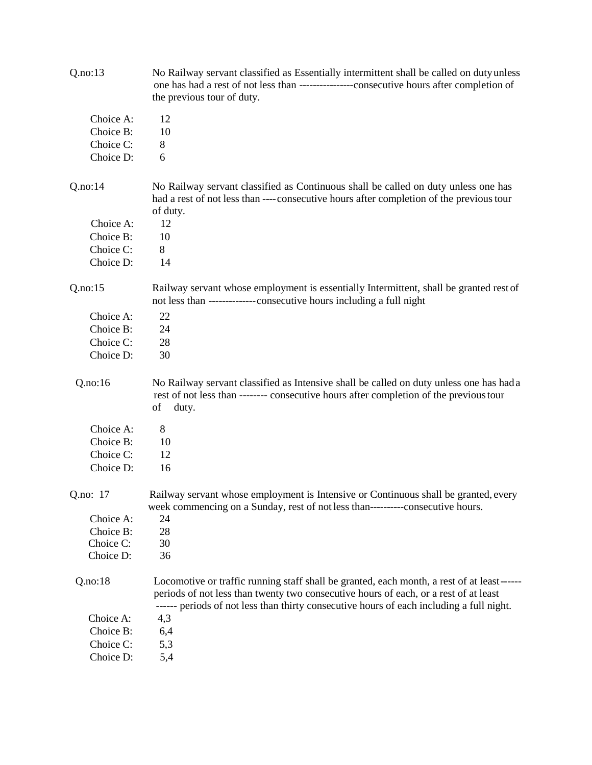Q.no:13 No Railway servant classified as Essentially intermittent shall be called on duty unless one has had a rest of not less than ----------------consecutive hours after completion of the previous tour of duty.

Choice A: 12
Choice B: 10
Choice C: 8
Choice D: 6

Q.no:14 No Railway servant classified as Continuous shall be called on duty unless one has had a rest of not less than ----consecutive hours after completion of the previous tour of duty.

Choice A: 12
Choice B: 10
Choice C: 8
Choice D: 14

Q.no:15 Railway servant whose employment is essentially Intermittent, shall be granted rest of not less than -------------consecutive hours including a full night

Choice A: 22
Choice B: 24
Choice C: 28
Choice D: 30

Q.no:16 No Railway servant classified as Intensive shall be called on duty unless one has had a rest of not less than -------- consecutive hours after completion of the previous tour of duty.

Choice A: 8
Choice B: 10
Choice C: 12
Choice D: 16

Q.no: 17 Railway servant whose employment is Intensive or Continuous shall be granted, every week commencing on a Sunday, rest of not less than----------consecutive hours.

Choice A: 24
Choice B: 28
Choice C: 30
Choice D: 36

Q.no:18 Locomotive or traffic running staff shall be granted, each month, a rest of at least------ periods of not less than twenty two consecutive hours of each, or a rest of at least ------ periods of not less than thirty consecutive hours of each including a full night.

Choice A: 4,3
Choice B: 6,4
Choice C: 5,3
Choice D: 5,4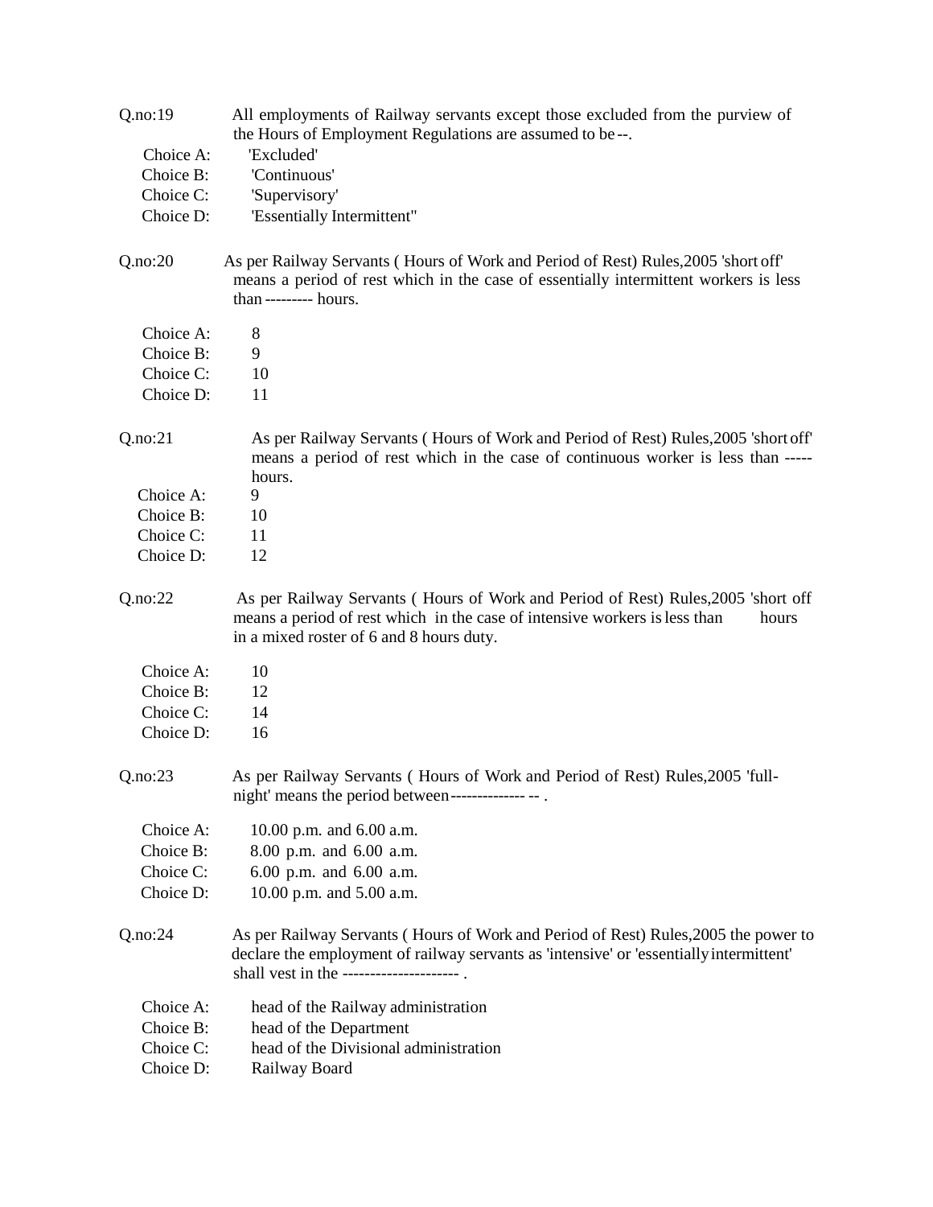Q.no:19 All employments of Railway servants except those excluded from the purview of the Hours of Employment Regulations are assumed to be --.

Choice A: 'Excluded'
Choice B: 'Continuous'
Choice C: 'Supervisory'
Choice D: 'Essentially Intermittent"

Q.no:20 As per Railway Servants ( Hours of Work and Period of Rest) Rules,2005 'short off' means a period of rest which in the case of essentially intermittent workers is less than --------- hours.

Choice A: 8
Choice B: 9
Choice C: 10
Choice D: 11

Q.no:21 As per Railway Servants ( Hours of Work and Period of Rest) Rules,2005 'short off' means a period of rest which in the case of continuous worker is less than ----- hours.

Choice A: 9
Choice B: 10
Choice C: 11
Choice D: 12

Q.no:22 As per Railway Servants ( Hours of Work and Period of Rest) Rules,2005 'short off means a period of rest which in the case of intensive workers is less than hours in a mixed roster of 6 and 8 hours duty.

Choice A: 10
Choice B: 12
Choice C: 14
Choice D: 16

Q.no:23 As per Railway Servants ( Hours of Work and Period of Rest) Rules,2005 'full-night' means the period between-------------- -- .

Choice A: 10.00 p.m. and 6.00 a.m.
Choice B: 8.00 p.m. and 6.00 a.m.
Choice C: 6.00 p.m. and 6.00 a.m.
Choice D: 10.00 p.m. and 5.00 a.m.

Q.no:24 As per Railway Servants ( Hours of Work and Period of Rest) Rules,2005 the power to declare the employment of railway servants as 'intensive' or 'essentially intermittent' shall vest in the --------------------- .

Choice A: head of the Railway administration
Choice B: head of the Department
Choice C: head of the Divisional administration
Choice D: Railway Board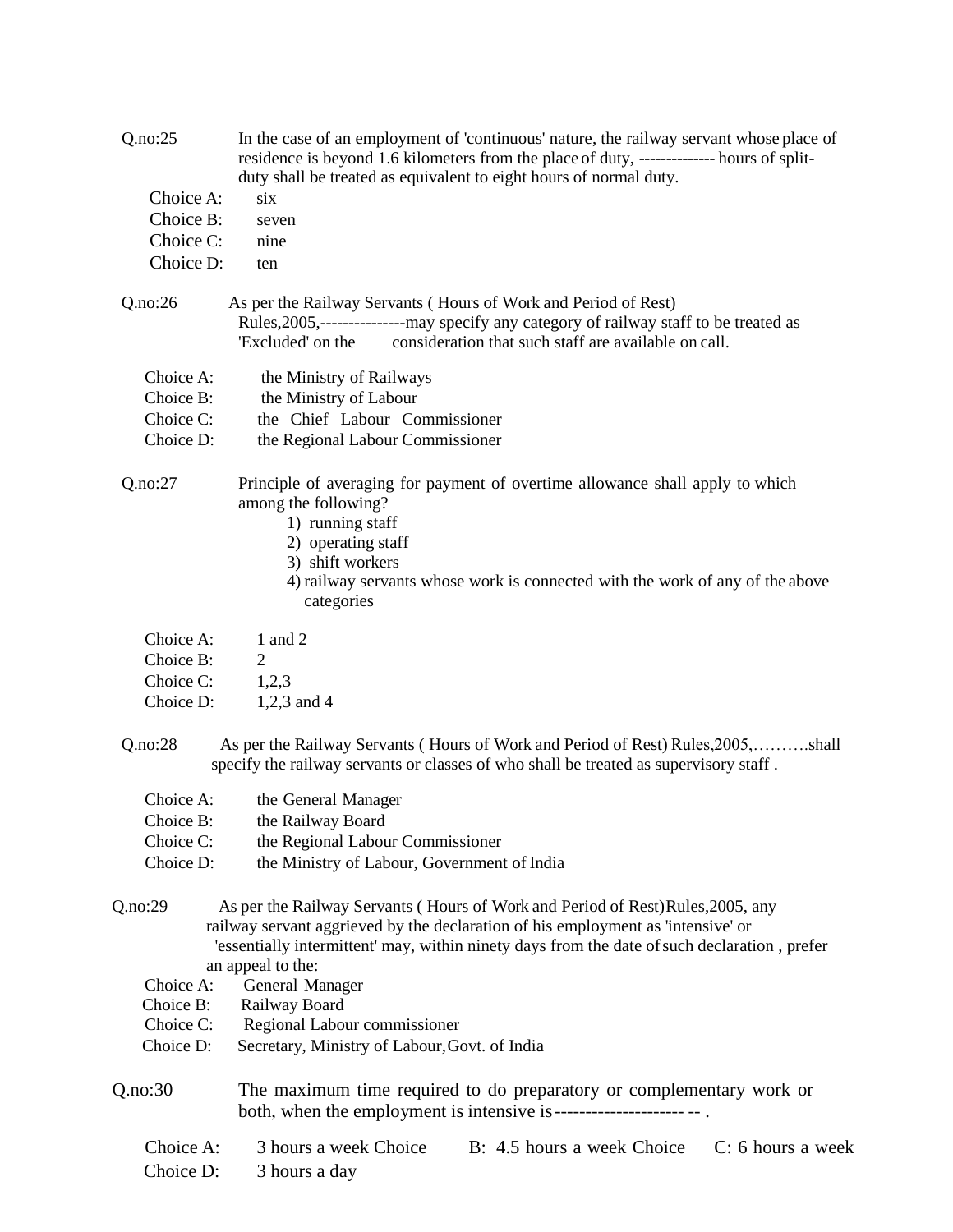Q.no:25 In the case of an employment of 'continuous' nature, the railway servant whose place of residence is beyond 1.6 kilometers from the place of duty, -------------- hours of split-duty shall be treated as equivalent to eight hours of normal duty.

Choice A: six
Choice B: seven
Choice C: nine
Choice D: ten

Q.no:26 As per the Railway Servants ( Hours of Work and Period of Rest) Rules,2005,---------------may specify any category of railway staff to be treated as 'Excluded' on the consideration that such staff are available on call.

Choice A: the Ministry of Railways
Choice B: the Ministry of Labour
Choice C: the Chief Labour Commissioner
Choice D: the Regional Labour Commissioner

Q.no:27 Principle of averaging for payment of overtime allowance shall apply to which among the following?

1) running staff
2) operating staff
3) shift workers
4) railway servants whose work is connected with the work of any of the above categories

Choice A: 1 and 2
Choice B: 2
Choice C: 1,2,3
Choice D: 1,2,3 and 4

Q.no:28 As per the Railway Servants ( Hours of Work and Period of Rest) Rules,2005,……….shall specify the railway servants or classes of who shall be treated as supervisory staff .

Choice A: the General Manager
Choice B: the Railway Board
Choice C: the Regional Labour Commissioner
Choice D: the Ministry of Labour, Government of India

Q.no:29 As per the Railway Servants ( Hours of Work and Period of Rest) Rules,2005, any railway servant aggrieved by the declaration of his employment as 'intensive' or 'essentially intermittent' may, within ninety days from the date of such declaration , prefer an appeal to the:

Choice A: General Manager
Choice B: Railway Board
Choice C: Regional Labour commissioner
Choice D: Secretary, Ministry of Labour, Govt. of India

Q.no:30 The maximum time required to do preparatory or complementary work or both, when the employment is intensive is--------------------- -- .

Choice A: 3 hours a week Choice B: 4.5 hours a week Choice C: 6 hours a week
Choice D: 3 hours a day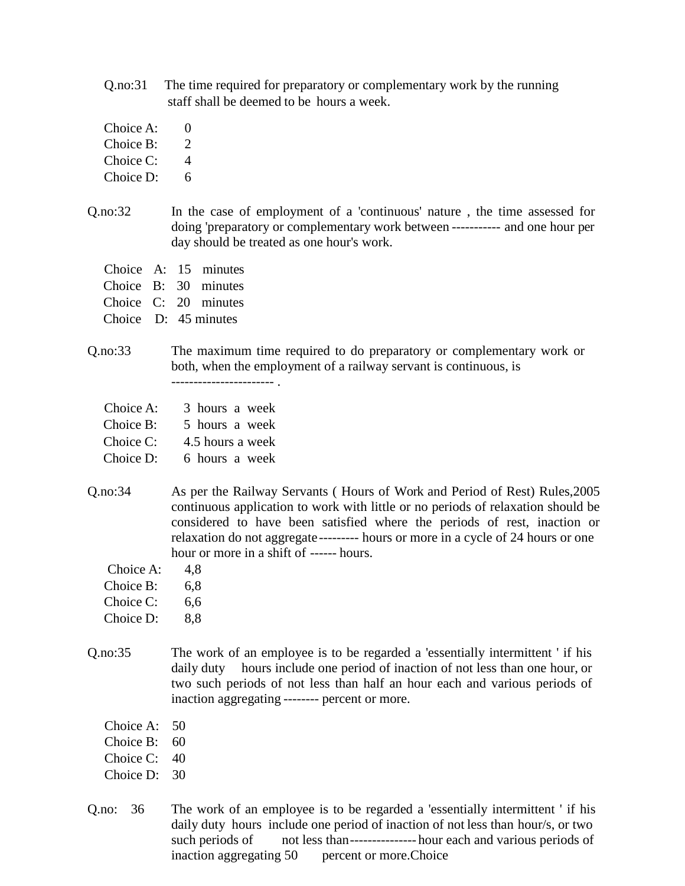Q.no:31 The time required for preparatory or complementary work by the running staff shall be deemed to be hours a week.

Choice A: 0
Choice B: 2
Choice C: 4
Choice D: 6

Q.no:32 In the case of employment of a 'continuous' nature , the time assessed for doing 'preparatory or complementary work between ----------- and one hour per day should be treated as one hour's work.

Choice A: 15 minutes
Choice B: 30 minutes
Choice C: 20 minutes
Choice D: 45 minutes

Q.no:33 The maximum time required to do preparatory or complementary work or both, when the employment of a railway servant is continuous, is ----------------------- .

Choice A: 3 hours a week
Choice B: 5 hours a week
Choice C: 4.5 hours a week
Choice D: 6 hours a week

Q.no:34 As per the Railway Servants ( Hours of Work and Period of Rest) Rules,2005 continuous application to work with little or no periods of relaxation should be considered to have been satisfied where the periods of rest, inaction or relaxation do not aggregate --------- hours or more in a cycle of 24 hours or one hour or more in a shift of ------ hours.

Choice A: 4,8
Choice B: 6,8
Choice C: 6,6
Choice D: 8,8

Q.no:35 The work of an employee is to be regarded a 'essentially intermittent ' if his daily duty hours include one period of inaction of not less than one hour, or two such periods of not less than half an hour each and various periods of inaction aggregating -------- percent or more.

Choice A: 50
Choice B: 60
Choice C: 40
Choice D: 30

Q.no: 36 The work of an employee is to be regarded a 'essentially intermittent ' if his daily duty hours include one period of inaction of not less than hour/s, or two such periods of not less than --------------- hour each and various periods of inaction aggregating 50 percent or more.Choice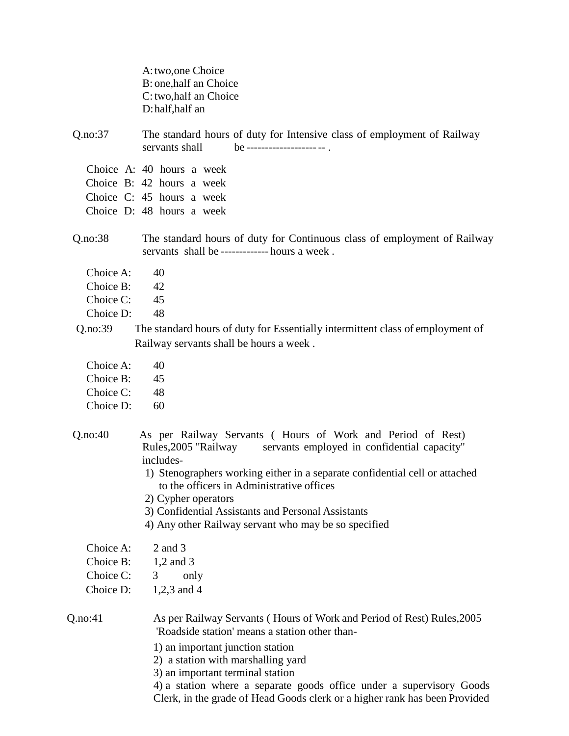A: two,one Choice
B: one,half an Choice
C: two,half an Choice
D: half,half an

Q.no:37 The standard hours of duty for Intensive class of employment of Railway servants shall be --------------------- .

Choice A: 40 hours a week
Choice B: 42 hours a week
Choice C: 45 hours a week
Choice D: 48 hours a week

Q.no:38 The standard hours of duty for Continuous class of employment of Railway servants shall be ------------- hours a week .

Choice A: 40
Choice B: 42
Choice C: 45
Choice D: 48

Q.no:39 The standard hours of duty for Essentially intermittent class of employment of Railway servants shall be hours a week .

Choice A: 40
Choice B: 45
Choice C: 48
Choice D: 60

Q.no:40 As per Railway Servants ( Hours of Work and Period of Rest) Rules,2005 "Railway servants employed in confidential capacity" includes-

1) Stenographers working either in a separate confidential cell or attached to the officers in Administrative offices
2) Cypher operators
3) Confidential Assistants and Personal Assistants
4) Any other Railway servant who may be so specified

Choice A: 2 and 3
Choice B: 1,2 and 3
Choice C: 3 only
Choice D: 1,2,3 and 4

Q.no:41 As per Railway Servants ( Hours of Work and Period of Rest) Rules,2005 'Roadside station' means a station other than-

1) an important junction station
2) a station with marshalling yard
3) an important terminal station
4) a station where a separate goods office under a supervisory Goods Clerk, in the grade of Head Goods clerk or a higher rank has been Provided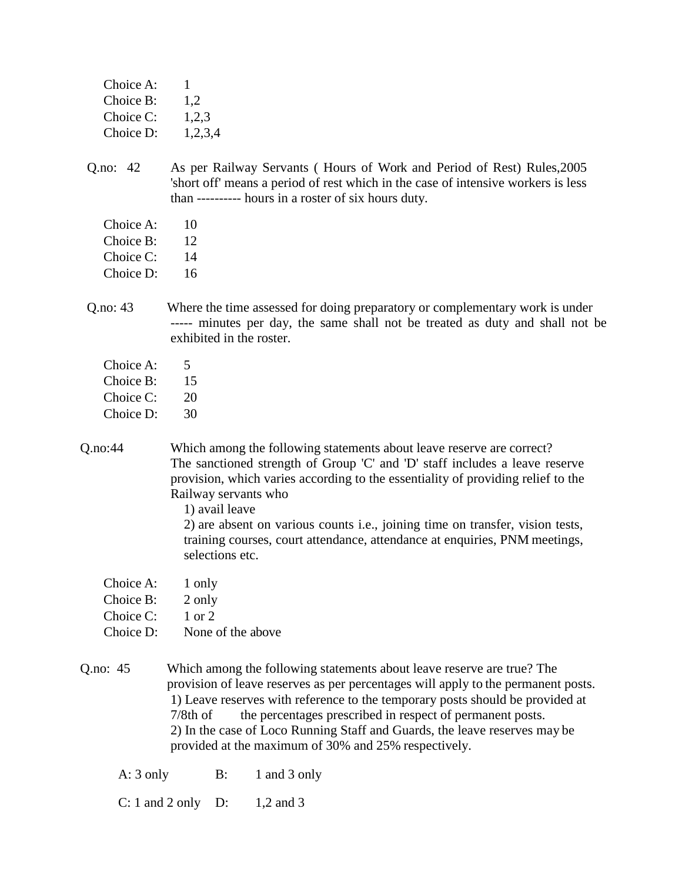Choice A: 1
Choice B: 1,2
Choice C: 1,2,3
Choice D: 1,2,3,4

Q.no: 42 As per Railway Servants ( Hours of Work and Period of Rest) Rules,2005 'short off' means a period of rest which in the case of intensive workers is less than ---------- hours in a roster of six hours duty.

Choice A: 10
Choice B: 12
Choice C: 14
Choice D: 16

Q.no: 43 Where the time assessed for doing preparatory or complementary work is under ----- minutes per day, the same shall not be treated as duty and shall not be exhibited in the roster.

Choice A: 5
Choice B: 15
Choice C: 20
Choice D: 30

Q.no:44 Which among the following statements about leave reserve are correct? The sanctioned strength of Group 'C' and 'D' staff includes a leave reserve provision, which varies according to the essentiality of providing relief to the Railway servants who

1) avail leave
2) are absent on various counts i.e., joining time on transfer, vision tests, training courses, court attendance, attendance at enquiries, PNM meetings, selections etc.

Choice A: 1 only
Choice B: 2 only
Choice C: 1 or 2
Choice D: None of the above

Q.no: 45 Which among the following statements about leave reserve are true? The provision of leave reserves as per percentages will apply to the permanent posts.

1) Leave reserves with reference to the temporary posts should be provided at 7/8th of the percentages prescribed in respect of permanent posts.
2) In the case of Loco Running Staff and Guards, the leave reserves may be provided at the maximum of 30% and 25% respectively.

A: 3 only B: 1 and 3 only

C: 1 and 2 only D: 1,2 and 3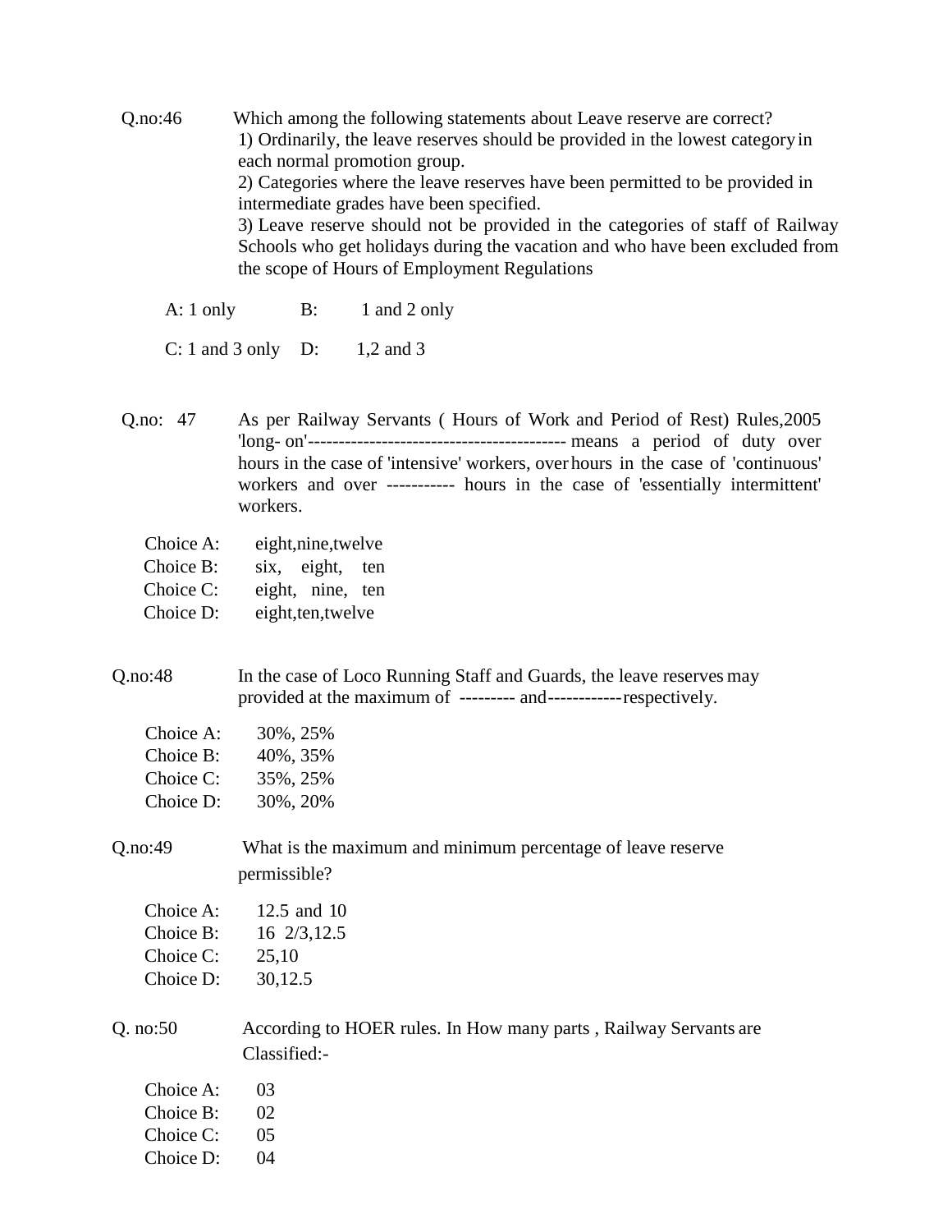Q.no:46 Which among the following statements about Leave reserve are correct?

1) Ordinarily, the leave reserves should be provided in the lowest category in each normal promotion group.
2) Categories where the leave reserves have been permitted to be provided in intermediate grades have been specified.
3) Leave reserve should not be provided in the categories of staff of Railway Schools who get holidays during the vacation and who have been excluded from the scope of Hours of Employment Regulations

A: 1 only B: 1 and 2 only

C: 1 and 3 only D: 1,2 and 3

Q.no: 47 As per Railway Servants ( Hours of Work and Period of Rest) Rules,2005 'long- on'------------------------------------------ means a period of duty over hours in the case of 'intensive' workers, over hours in the case of 'continuous' workers and over ----------- hours in the case of 'essentially intermittent' workers.

Choice A: eight,nine,twelve
Choice B: six, eight, ten
Choice C: eight, nine, ten
Choice D: eight,ten,twelve

Q.no:48 In the case of Loco Running Staff and Guards, the leave reserves may provided at the maximum of --------- and------------respectively.

Choice A: 30%, 25%
Choice B: 40%, 35%
Choice C: 35%, 25%
Choice D: 30%, 20%

Q.no:49 What is the maximum and minimum percentage of leave reserve permissible?

Choice A: 12.5 and 10
Choice B: 16 2/3,12.5
Choice C: 25,10
Choice D: 30,12.5

Q. no:50 According to HOER rules. In How many parts , Railway Servants are Classified:-

Choice A: 03
Choice B: 02
Choice C: 05
Choice D: 04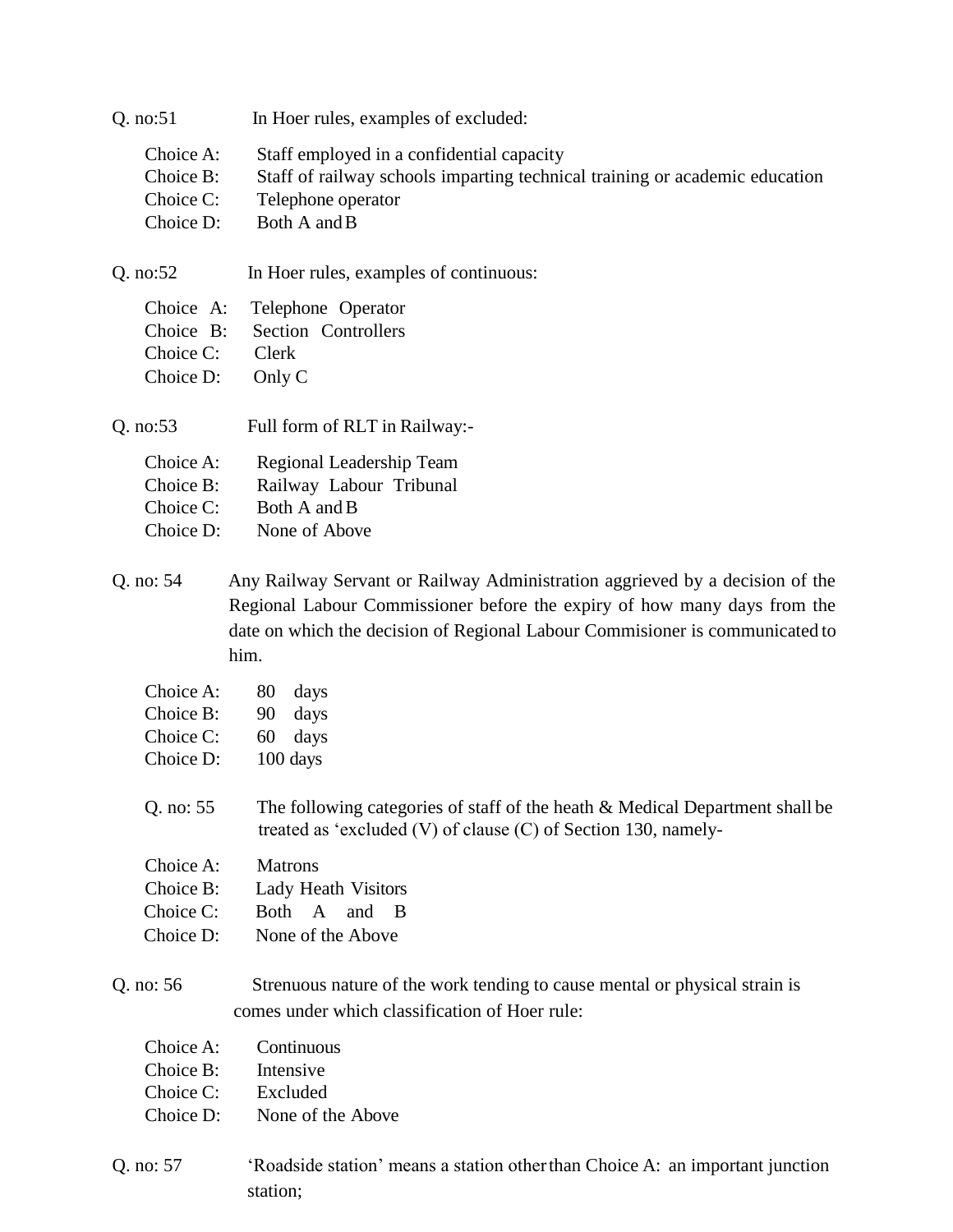Q. no:51 In Hoer rules, examples of excluded:

- Choice A: Staff employed in a confidential capacity
- Choice B: Staff of railway schools imparting technical training or academic education
- Choice C: Telephone operator
- Choice D: Both A and B

Q. no:52 In Hoer rules, examples of continuous:

- Choice A: Telephone Operator
- Choice B: Section Controllers
- Choice C: Clerk
- Choice D: Only C

Q. no:53 Full form of RLT in Railway:-

- Choice A: Regional Leadership Team
- Choice B: Railway Labour Tribunal
- Choice C: Both A and B
- Choice D: None of Above

Q. no: 54 Any Railway Servant or Railway Administration aggrieved by a decision of the Regional Labour Commissioner before the expiry of how many days from the date on which the decision of Regional Labour Commisioner is communicated to him.

- Choice A: 80 days
- Choice B: 90 days
- Choice C: 60 days
- Choice D: 100 days

Q. no: 55 The following categories of staff of the heath & Medical Department shall be treated as 'excluded (V) of clause (C) of Section 130, namely-

- Choice A: Matrons
- Choice B: Lady Heath Visitors
- Choice C: Both A and B
- Choice D: None of the Above

Q. no: 56 Strenuous nature of the work tending to cause mental or physical strain is comes under which classification of Hoer rule:

- Choice A: Continuous
- Choice B: Intensive
- Choice C: Excluded
- Choice D: None of the Above

Q. no: 57 'Roadside station' means a station other than Choice A: an important junction station;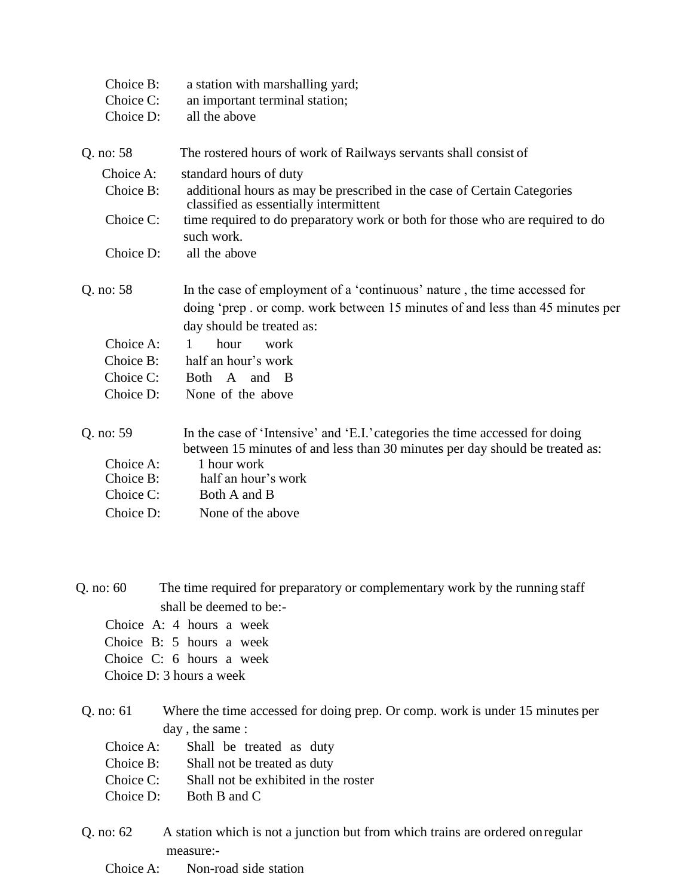Choice B: a station with marshalling yard;
Choice C: an important terminal station;
Choice D: all the above

Q. no: 58 The rostered hours of work of Railways servants shall consist of

Choice A: standard hours of duty
Choice B: additional hours as may be prescribed in the case of Certain Categories classified as essentially intermittent
Choice C: time required to do preparatory work or both for those who are required to do such work.
Choice D: all the above

Q. no: 58 In the case of employment of a 'continuous' nature , the time accessed for doing 'prep . or comp. work between 15 minutes of and less than 45 minutes per day should be treated as:

Choice A: 1 hour work
Choice B: half an hour's work
Choice C: Both A and B
Choice D: None of the above

Q. no: 59 In the case of 'Intensive' and 'E.I.' categories the time accessed for doing between 15 minutes of and less than 30 minutes per day should be treated as:

Choice A: 1 hour work
Choice B: half an hour's work
Choice C: Both A and B
Choice D: None of the above

Q. no: 60 The time required for preparatory or complementary work by the running staff shall be deemed to be:-

Choice A: 4 hours a week
Choice B: 5 hours a week
Choice C: 6 hours a week
Choice D: 3 hours a week

Q. no: 61 Where the time accessed for doing prep. Or comp. work is under 15 minutes per day , the same :

Choice A: Shall be treated as duty
Choice B: Shall not be treated as duty
Choice C: Shall not be exhibited in the roster
Choice D: Both B and C

Q. no: 62 A station which is not a junction but from which trains are ordered on regular measure:-

Choice A: Non-road side station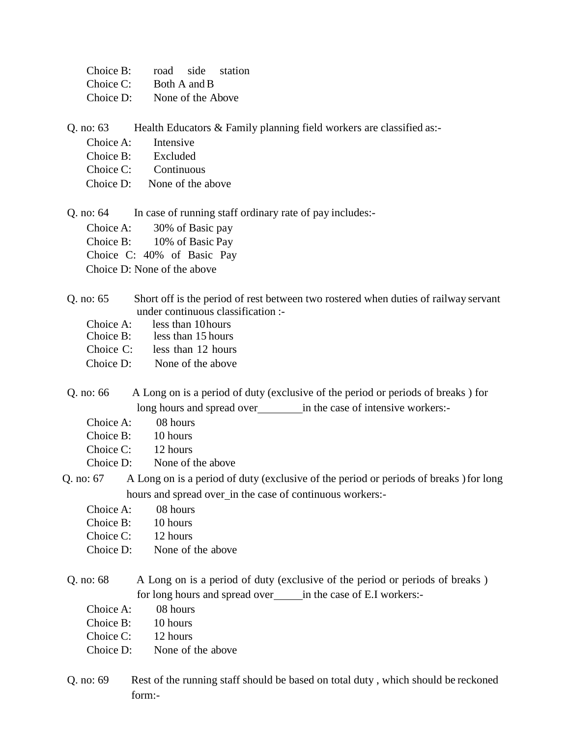Choice B: road side station
Choice C: Both A and B
Choice D: None of the Above

Q. no: 63 Health Educators & Family planning field workers are classified as:-

Choice A: Intensive
Choice B: Excluded
Choice C: Continuous
Choice D: None of the above

Q. no: 64 In case of running staff ordinary rate of pay includes:-

Choice A: 30% of Basic pay
Choice B: 10% of Basic Pay
Choice C: 40% of Basic Pay
Choice D: None of the above

Q. no: 65 Short off is the period of rest between two rostered when duties of railway servant under continuous classification :-

Choice A: less than 10 hours
Choice B: less than 15 hours
Choice C: less than 12 hours
Choice D: None of the above

Q. no: 66 A Long on is a period of duty (exclusive of the period or periods of breaks ) for long hours and spread over________in the case of intensive workers:-

Choice A: 08 hours
Choice B: 10 hours
Choice C: 12 hours
Choice D: None of the above

Q. no: 67 A Long on is a period of duty (exclusive of the period or periods of breaks ) for long hours and spread over_in the case of continuous workers:-

Choice A: 08 hours
Choice B: 10 hours
Choice C: 12 hours
Choice D: None of the above

Q. no: 68 A Long on is a period of duty (exclusive of the period or periods of breaks ) for long hours and spread over_____in the case of E.I workers:-

Choice A: 08 hours
Choice B: 10 hours
Choice C: 12 hours
Choice D: None of the above

Q. no: 69 Rest of the running staff should be based on total duty , which should be reckoned form:-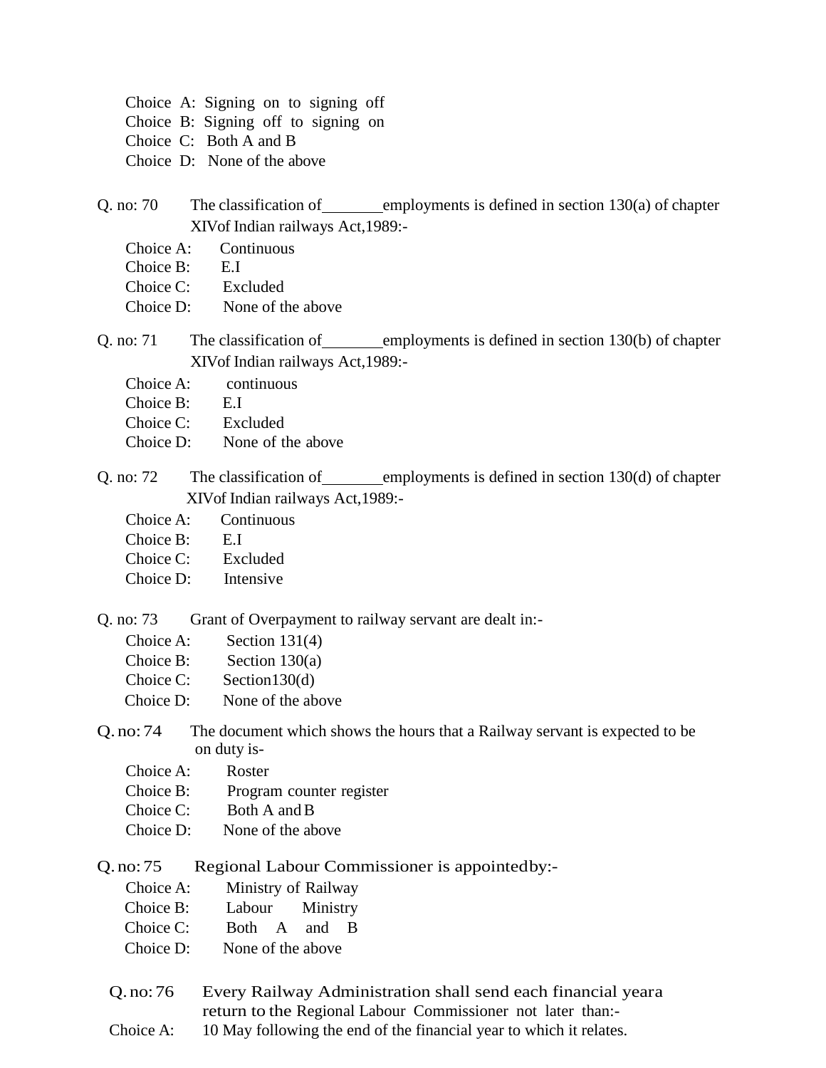Choice A: Signing on to signing off
Choice B: Signing off to signing on
Choice C: Both A and B
Choice D: None of the above

Q. no: 70 The classification of________employments is defined in section 130(a) of chapter XIVof Indian railways Act,1989:-

Choice A: Continuous
Choice B: E.I
Choice C: Excluded
Choice D: None of the above

Q. no: 71 The classification of________employments is defined in section 130(b) of chapter XIVof Indian railways Act,1989:-

Choice A: continuous
Choice B: E.I
Choice C: Excluded
Choice D: None of the above

Q. no: 72 The classification of________employments is defined in section 130(d) of chapter XIVof Indian railways Act,1989:-

Choice A: Continuous
Choice B: E.I
Choice C: Excluded
Choice D: Intensive

Q. no: 73 Grant of Overpayment to railway servant are dealt in:-

Choice A: Section 131(4)
Choice B: Section 130(a)
Choice C: Section130(d)
Choice D: None of the above

Q. no: 74 The document which shows the hours that a Railway servant is expected to be on duty is-

Choice A: Roster
Choice B: Program counter register
Choice C: Both A and B
Choice D: None of the above

Q. no: 75 Regional Labour Commissioner is appointedby:-

Choice A: Ministry of Railway
Choice B: Labour Ministry
Choice C: Both A and B
Choice D: None of the above

Q. no: 76 Every Railway Administration shall send each financial yeara return to the Regional Labour Commissioner not later than:-

Choice A: 10 May following the end of the financial year to which it relates.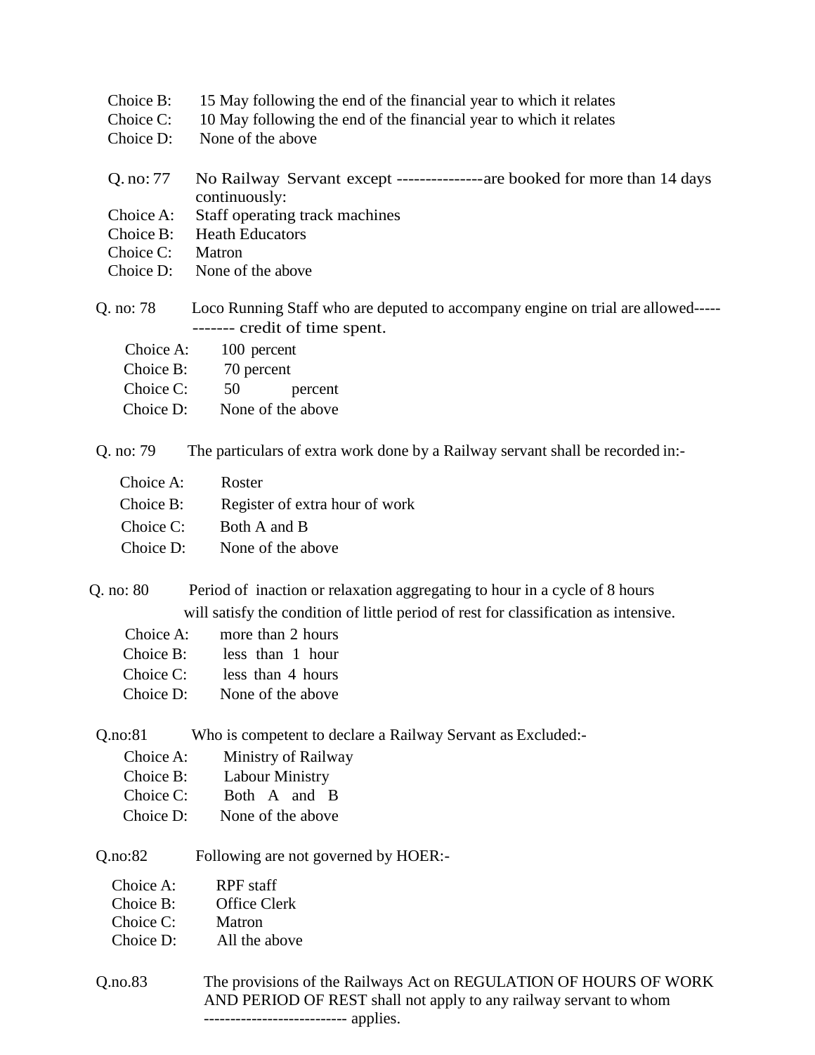Choice B: 15 May following the end of the financial year to which it relates
Choice C: 10 May following the end of the financial year to which it relates
Choice D: None of the above

Q. no: 77 No Railway Servant except ---------------are booked for more than 14 days continuously:
Choice A: Staff operating track machines
Choice B: Heath Educators
Choice C: Matron
Choice D: None of the above

Q. no: 78 Loco Running Staff who are deputed to accompany engine on trial are allowed------------ credit of time spent.
Choice A: 100 percent
Choice B: 70 percent
Choice C: 50 percent
Choice D: None of the above

Q. no: 79 The particulars of extra work done by a Railway servant shall be recorded in:-
Choice A: Roster
Choice B: Register of extra hour of work
Choice C: Both A and B
Choice D: None of the above

Q. no: 80 Period of inaction or relaxation aggregating to hour in a cycle of 8 hours will satisfy the condition of little period of rest for classification as intensive.
Choice A: more than 2 hours
Choice B: less than 1 hour
Choice C: less than 4 hours
Choice D: None of the above

Q.no:81 Who is competent to declare a Railway Servant as Excluded:-
Choice A: Ministry of Railway
Choice B: Labour Ministry
Choice C: Both A and B
Choice D: None of the above

Q.no:82 Following are not governed by HOER:-
Choice A: RPF staff
Choice B: Office Clerk
Choice C: Matron
Choice D: All the above

Q.no.83 The provisions of the Railways Act on REGULATION OF HOURS OF WORK AND PERIOD OF REST shall not apply to any railway servant to whom -------------------------- applies.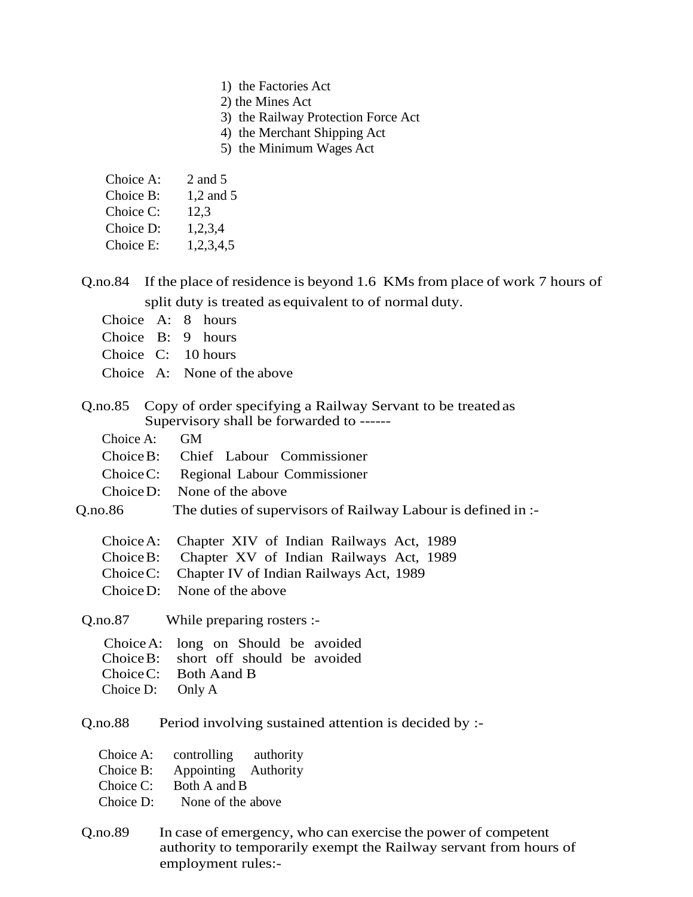1) the Factories Act
2) the Mines Act
3) the Railway Protection Force Act
4) the Merchant Shipping Act
5) the Minimum Wages Act

Choice A: 2 and 5
Choice B: 1,2 and 5
Choice C: 12,3
Choice D: 1,2,3,4
Choice E: 1,2,3,4,5

Q.no.84 If the place of residence is beyond 1.6 KMs from place of work 7 hours of split duty is treated as equivalent to of normal duty.

Choice A: 8 hours
Choice B: 9 hours
Choice C: 10 hours
Choice A: None of the above

Q.no.85 Copy of order specifying a Railway Servant to be treated as Supervisory shall be forwarded to ------

Choice A: GM
Choice B: Chief Labour Commissioner
Choice C: Regional Labour Commissioner
Choice D: None of the above

Q.no.86 The duties of supervisors of Railway Labour is defined in :-

Choice A: Chapter XIV of Indian Railways Act, 1989
Choice B: Chapter XV of Indian Railways Act, 1989
Choice C: Chapter IV of Indian Railways Act, 1989
Choice D: None of the above

Q.no.87 While preparing rosters :-

Choice A: long on Should be avoided
Choice B: short off should be avoided
Choice C: Both A and B
Choice D: Only A

Q.no.88 Period involving sustained attention is decided by :-

Choice A: controlling authority
Choice B: Appointing Authority
Choice C: Both A and B
Choice D: None of the above

Q.no.89 In case of emergency, who can exercise the power of competent authority to temporarily exempt the Railway servant from hours of employment rules:-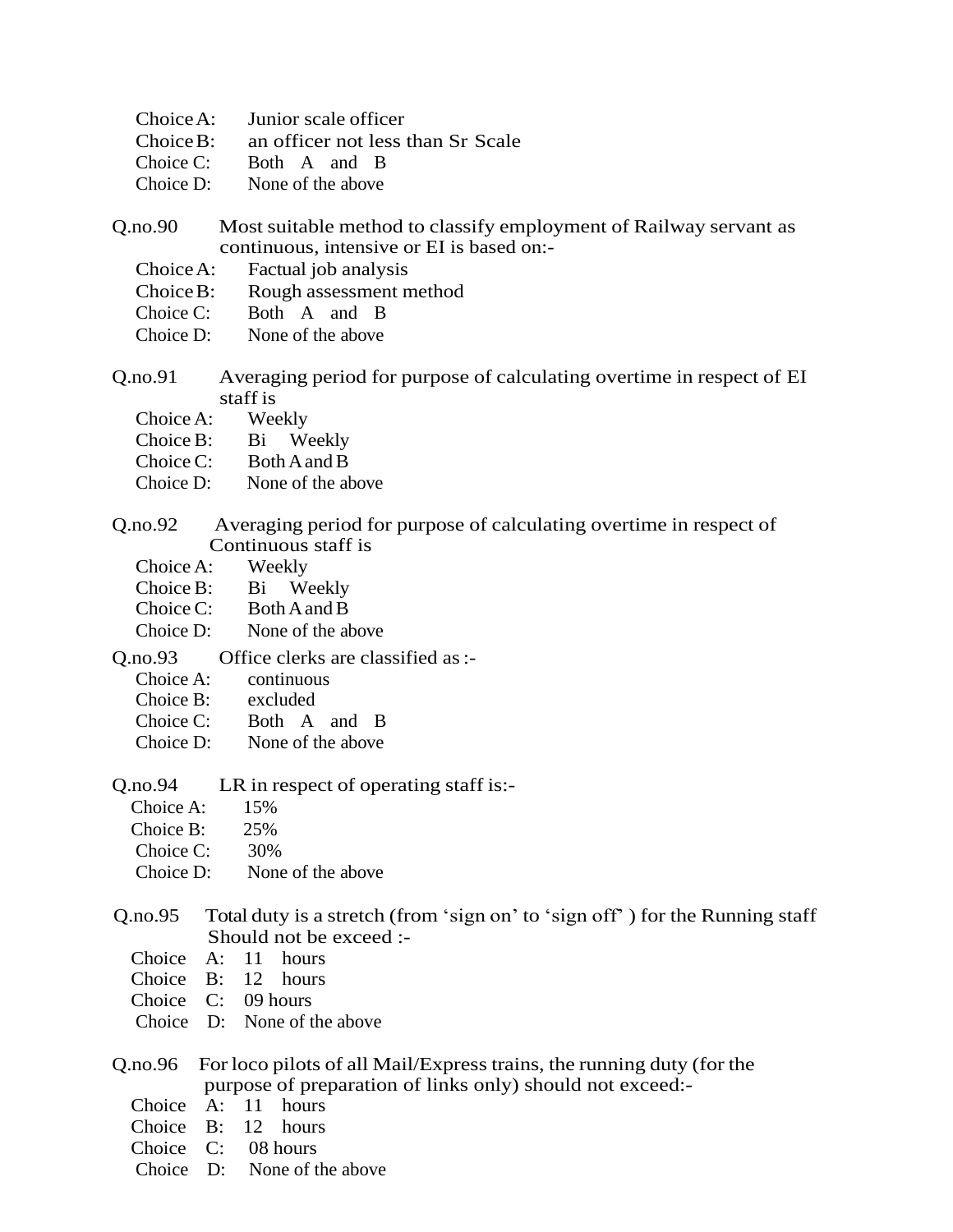Choice A: Junior scale officer
Choice B: an officer not less than Sr Scale
Choice C: Both A and B
Choice D: None of the above

Q.no.90 Most suitable method to classify employment of Railway servant as continuous, intensive or EI is based on:-

Choice A: Factual job analysis
Choice B: Rough assessment method
Choice C: Both A and B
Choice D: None of the above

Q.no.91 Averaging period for purpose of calculating overtime in respect of EI staff is

Choice A: Weekly
Choice B: Bi Weekly
Choice C: Both A and B
Choice D: None of the above

Q.no.92 Averaging period for purpose of calculating overtime in respect of Continuous staff is

Choice A: Weekly
Choice B: Bi Weekly
Choice C: Both A and B
Choice D: None of the above

Q.no.93 Office clerks are classified as :-

Choice A: continuous
Choice B: excluded
Choice C: Both A and B
Choice D: None of the above

Q.no.94 LR in respect of operating staff is:-

Choice A: 15%
Choice B: 25%
Choice C: 30%
Choice D: None of the above

Q.no.95 Total duty is a stretch (from 'sign on' to 'sign off' ) for the Running staff Should not be exceed :-

Choice A: 11 hours
Choice B: 12 hours
Choice C: 09 hours
Choice D: None of the above

Q.no.96 For loco pilots of all Mail/Express trains, the running duty (for the purpose of preparation of links only) should not exceed:-

Choice A: 11 hours
Choice B: 12 hours
Choice C: 08 hours
Choice D: None of the above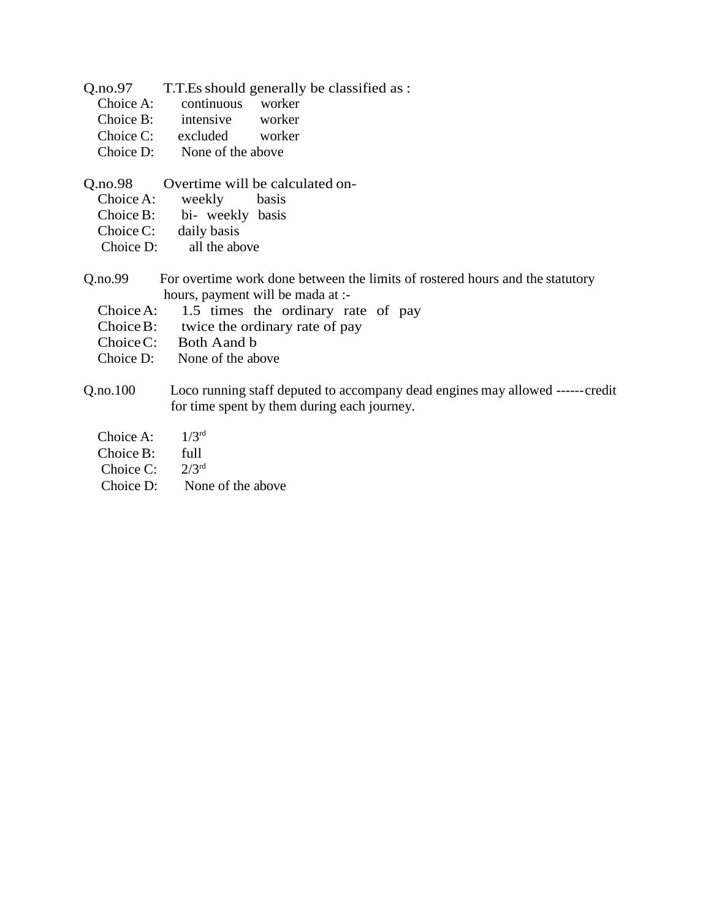Q.no.97 T.T.Es should generally be classified as :

Choice A: continuous worker
Choice B: intensive worker
Choice C: excluded worker
Choice D: None of the above

Q.no.98 Overtime will be calculated on-

Choice A: weekly basis
Choice B: bi- weekly basis
Choice C: daily basis
Choice D: all the above

Q.no.99 For overtime work done between the limits of rostered hours and the statutory hours, payment will be mada at :-

Choice A: 1.5 times the ordinary rate of pay
Choice B: twice the ordinary rate of pay
Choice C: Both A and b
Choice D: None of the above

Q.no.100 Loco running staff deputed to accompany dead engines may allowed ------credit for time spent by them during each journey.

Choice A: 1/3rd
Choice B: full
Choice C: 2/3rd
Choice D: None of the above